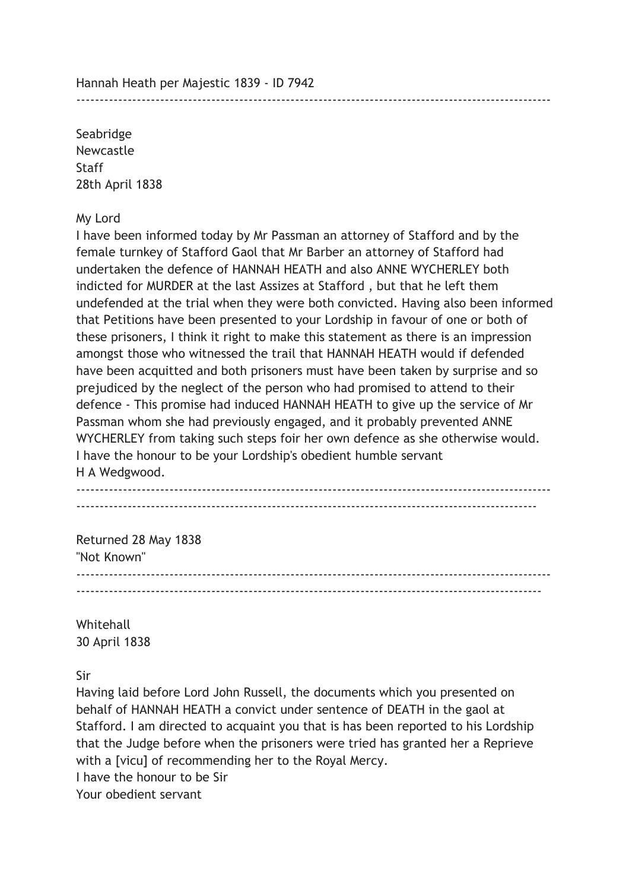Hannah Heath per Majestic 1839 - ID 7942

---

Seabridge
Newcastle
Staff
28th April 1838

My Lord

I have been informed today by Mr Passman an attorney of Stafford and by the female turnkey of Stafford Gaol that Mr Barber an attorney of Stafford had undertaken the defence of HANNAH HEATH and also ANNE WYCHERLEY both indicted for MURDER at the last Assizes at Stafford , but that he left them undefended at the trial when they were both convicted. Having also been informed that Petitions have been presented to your Lordship in favour of one or both of these prisoners, I think it right to make this statement as there is an impression amongst those who witnessed the trail that HANNAH HEATH would if defended have been acquitted and both prisoners must have been taken by surprise and so prejudiced by the neglect of the person who had promised to attend to their defence - This promise had induced HANNAH HEATH to give up the service of Mr Passman whom she had previously engaged, and it probably prevented ANNE WYCHERLEY from taking such steps foir her own defence as she otherwise would.
I have the honour to be your Lordship's obedient humble servant
H A Wedgwood.

---

Returned 28 May 1838
"Not Known"

---

Whitehall
30 April 1838

Sir

Having laid before Lord John Russell, the documents which you presented on behalf of HANNAH HEATH a convict under sentence of DEATH in the gaol at Stafford. I am directed to acquaint you that is has been reported to his Lordship that the Judge before when the prisoners were tried has granted her a Reprieve with a [vicu] of recommending her to the Royal Mercy.
I have the honour to be Sir
Your obedient servant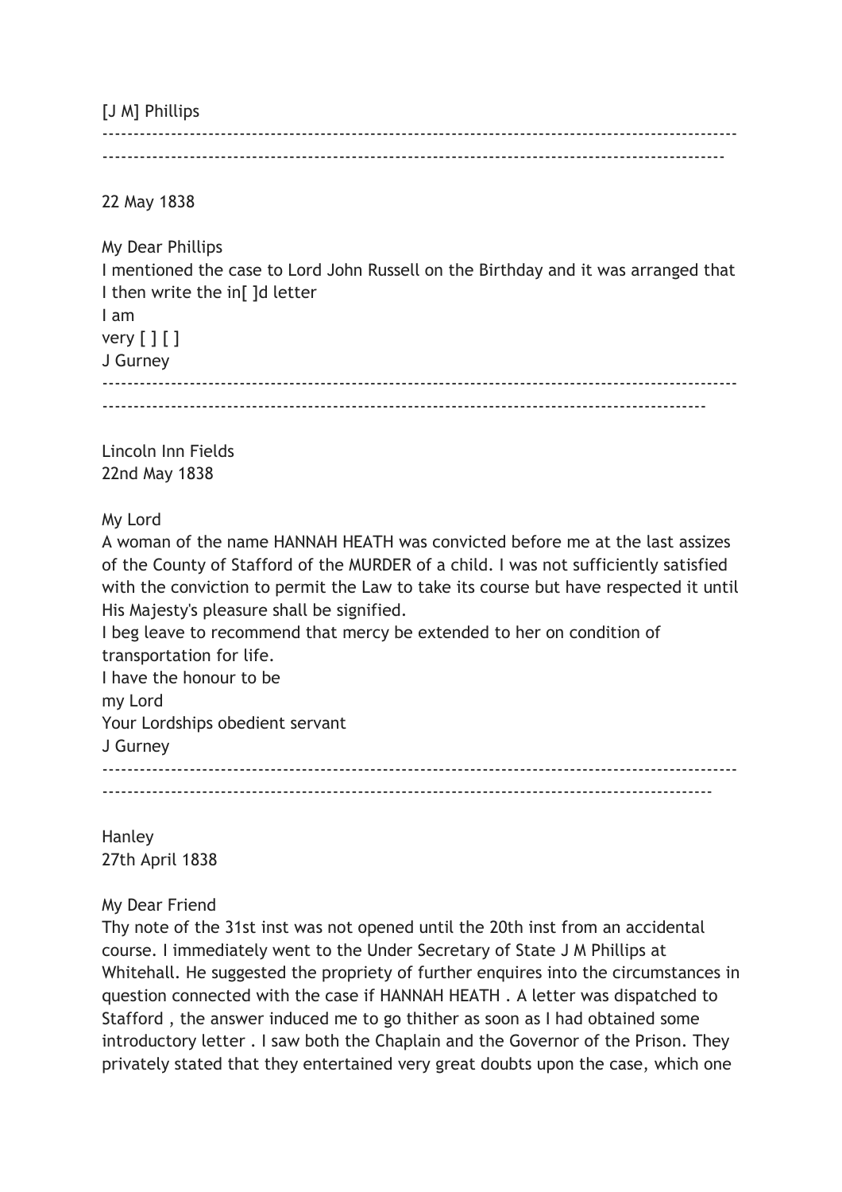[J M] Phillips

---

22 May 1838

My Dear Phillips
I mentioned the case to Lord John Russell on the Birthday and it was arranged that I then write the in[ ]d letter
I am
very [ ] [ ]
J Gurney

---

Lincoln Inn Fields
22nd May 1838

My Lord
A woman of the name HANNAH HEATH was convicted before me at the last assizes of the County of Stafford of the MURDER of a child. I was not sufficiently satisfied with the conviction to permit the Law to take its course but have respected it until His Majesty's pleasure shall be signified.
I beg leave to recommend that mercy be extended to her on condition of transportation for life.
I have the honour to be
my Lord
Your Lordships obedient servant
J Gurney

---

Hanley
27th April 1838

My Dear Friend
Thy note of the 31st inst was not opened until the 20th inst from an accidental course. I immediately went to the Under Secretary of State J M Phillips at Whitehall. He suggested the propriety of further enquires into the circumstances in question connected with the case if HANNAH HEATH . A letter was dispatched to Stafford , the answer induced me to go thither as soon as I had obtained some introductory letter . I saw both the Chaplain and the Governor of the Prison. They privately stated that they entertained very great doubts upon the case, which one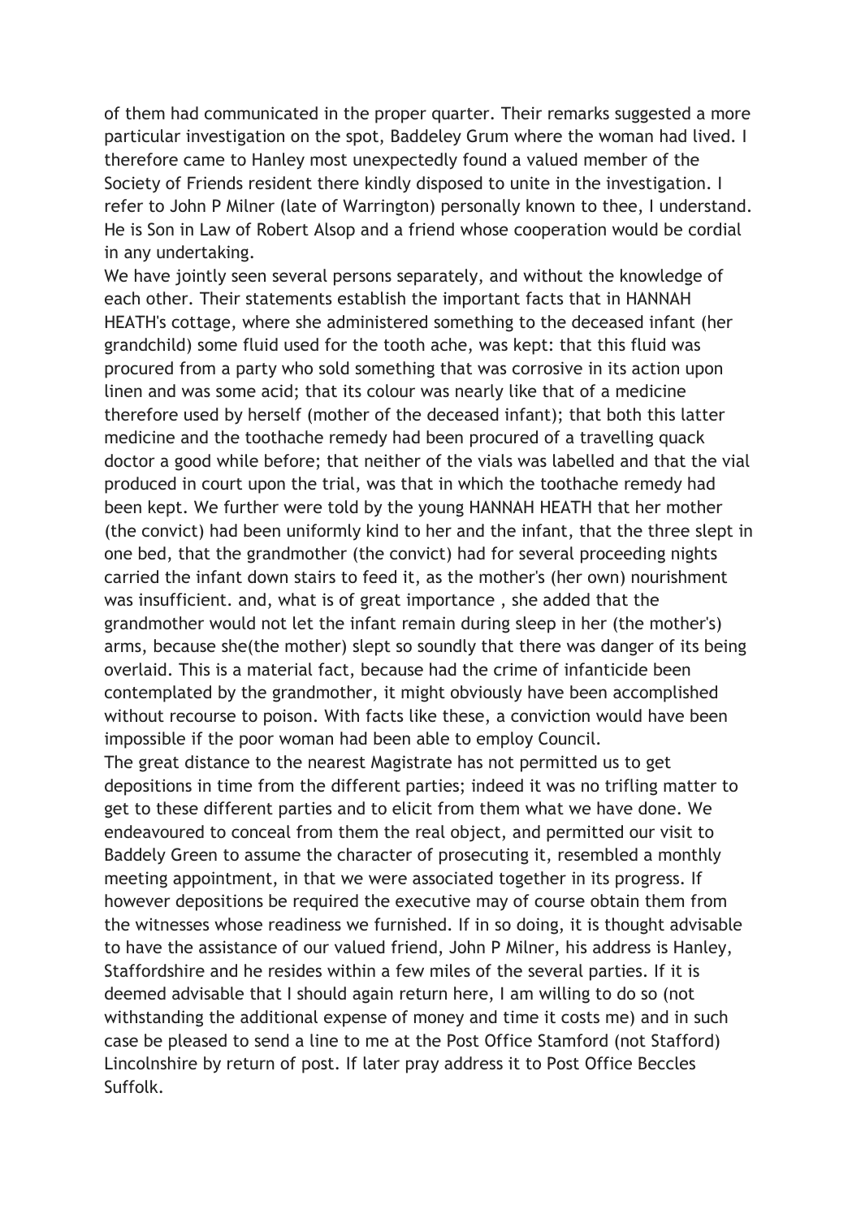of them had communicated in the proper quarter. Their remarks suggested a more particular investigation on the spot, Baddeley Grum where the woman had lived. I therefore came to Hanley most unexpectedly found a valued member of the Society of Friends resident there kindly disposed to unite in the investigation. I refer to John P Milner (late of Warrington) personally known to thee, I understand. He is Son in Law of Robert Alsop and a friend whose cooperation would be cordial in any undertaking.

We have jointly seen several persons separately, and without the knowledge of each other. Their statements establish the important facts that in HANNAH HEATH's cottage, where she administered something to the deceased infant (her grandchild) some fluid used for the tooth ache, was kept: that this fluid was procured from a party who sold something that was corrosive in its action upon linen and was some acid; that its colour was nearly like that of a medicine therefore used by herself (mother of the deceased infant); that both this latter medicine and the toothache remedy had been procured of a travelling quack doctor a good while before; that neither of the vials was labelled and that the vial produced in court upon the trial, was that in which the toothache remedy had been kept. We further were told by the young HANNAH HEATH that her mother (the convict) had been uniformly kind to her and the infant, that the three slept in one bed, that the grandmother (the convict) had for several proceeding nights carried the infant down stairs to feed it, as the mother's (her own) nourishment was insufficient. and, what is of great importance , she added that the grandmother would not let the infant remain during sleep in her (the mother's) arms, because she(the mother) slept so soundly that there was danger of its being overlaid. This is a material fact, because had the crime of infanticide been contemplated by the grandmother, it might obviously have been accomplished without recourse to poison. With facts like these, a conviction would have been impossible if the poor woman had been able to employ Council.

The great distance to the nearest Magistrate has not permitted us to get depositions in time from the different parties; indeed it was no trifling matter to get to these different parties and to elicit from them what we have done. We endeavoured to conceal from them the real object, and permitted our visit to Baddely Green to assume the character of prosecuting it, resembled a monthly meeting appointment, in that we were associated together in its progress. If however depositions be required the executive may of course obtain them from the witnesses whose readiness we furnished. If in so doing, it is thought advisable to have the assistance of our valued friend, John P Milner, his address is Hanley, Staffordshire and he resides within a few miles of the several parties. If it is deemed advisable that I should again return here, I am willing to do so (not withstanding the additional expense of money and time it costs me) and in such case be pleased to send a line to me at the Post Office Stamford (not Stafford) Lincolnshire by return of post. If later pray address it to Post Office Beccles Suffolk.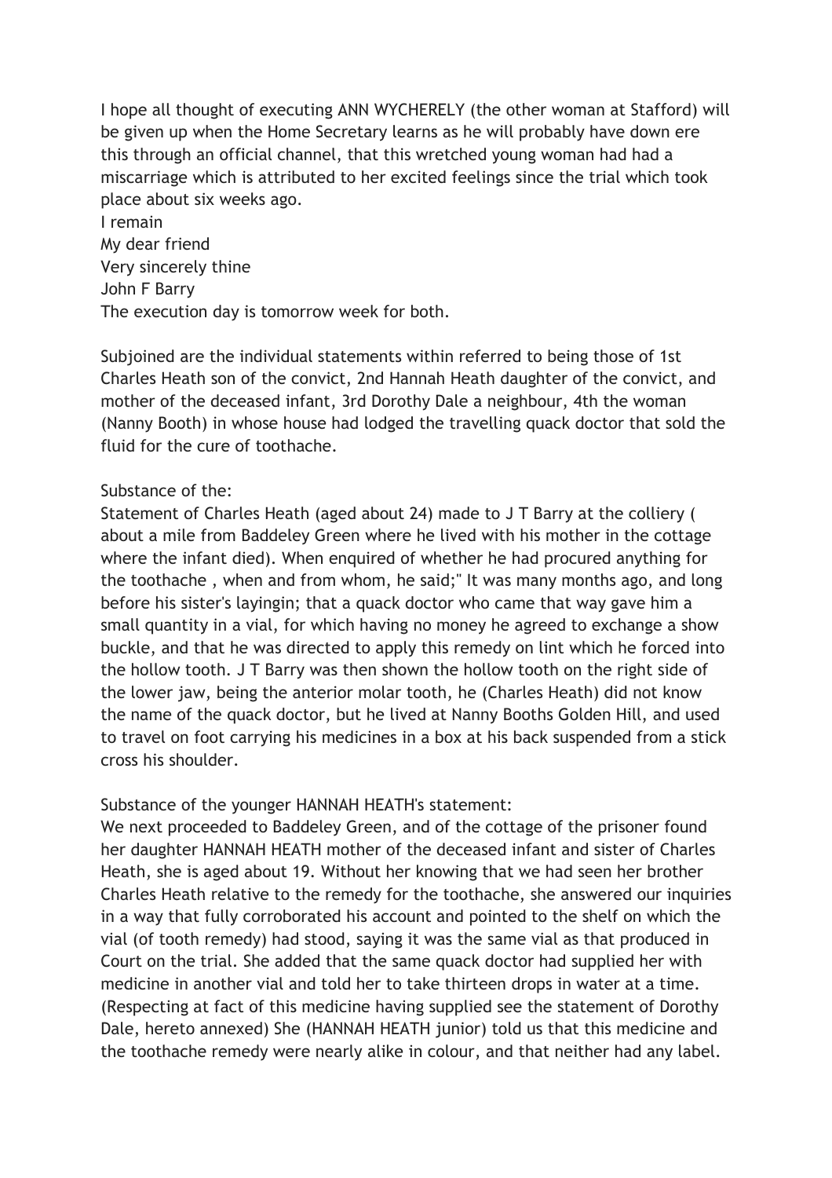I hope all thought of executing ANN WYCHERELY (the other woman at Stafford) will be given up when the Home Secretary learns as he will probably have down ere this through an official channel, that this wretched young woman had had a miscarriage which is attributed to her excited feelings since the trial which took place about six weeks ago.

I remain
My dear friend
Very sincerely thine
John F Barry
The execution day is tomorrow week for both.

Subjoined are the individual statements within referred to being those of 1st Charles Heath son of the convict, 2nd Hannah Heath daughter of the convict, and mother of the deceased infant, 3rd Dorothy Dale a neighbour, 4th the woman (Nanny Booth) in whose house had lodged the travelling quack doctor that sold the fluid for the cure of toothache.

Substance of the:
Statement of Charles Heath (aged about 24) made to J T Barry at the colliery ( about a mile from Baddeley Green where he lived with his mother in the cottage where the infant died). When enquired of whether he had procured anything for the toothache , when and from whom, he said;" It was many months ago, and long before his sister's layingin; that a quack doctor who came that way gave him a small quantity in a vial, for which having no money he agreed to exchange a show buckle, and that he was directed to apply this remedy on lint which he forced into the hollow tooth. J T Barry was then shown the hollow tooth on the right side of the lower jaw, being the anterior molar tooth, he (Charles Heath) did not know the name of the quack doctor, but he lived at Nanny Booths Golden Hill, and used to travel on foot carrying his medicines in a box at his back suspended from a stick cross his shoulder.

Substance of the younger HANNAH HEATH's statement:
We next proceeded to Baddeley Green, and of the cottage of the prisoner found her daughter HANNAH HEATH mother of the deceased infant and sister of Charles Heath, she is aged about 19. Without her knowing that we had seen her brother Charles Heath relative to the remedy for the toothache, she answered our inquiries in a way that fully corroborated his account and pointed to the shelf on which the vial (of tooth remedy) had stood, saying it was the same vial as that produced in Court on the trial. She added that the same quack doctor had supplied her with medicine in another vial and told her to take thirteen drops in water at a time. (Respecting at fact of this medicine having supplied see the statement of Dorothy Dale, hereto annexed) She (HANNAH HEATH junior) told us that this medicine and the toothache remedy were nearly alike in colour, and that neither had any label.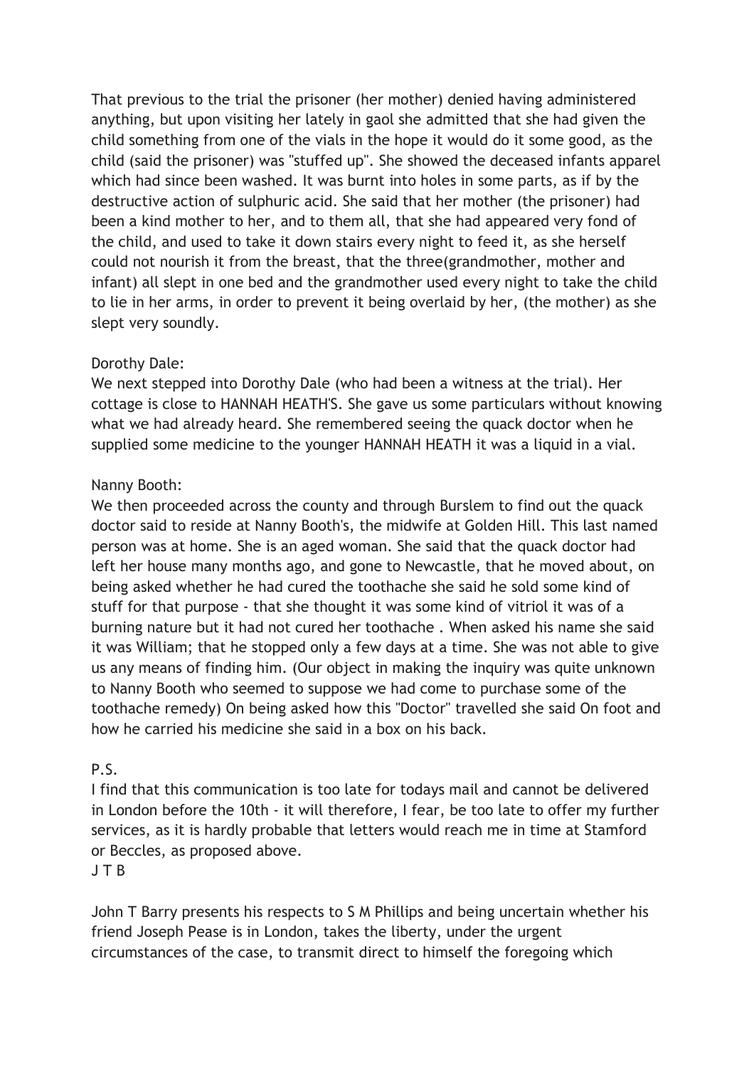That previous to the trial the prisoner (her mother) denied having administered anything, but upon visiting her lately in gaol she admitted that she had given the child something from one of the vials in the hope it would do it some good, as the child (said the prisoner) was "stuffed up". She showed the deceased infants apparel which had since been washed. It was burnt into holes in some parts, as if by the destructive action of sulphuric acid. She said that her mother (the prisoner) had been a kind mother to her, and to them all, that she had appeared very fond of the child, and used to take it down stairs every night to feed it, as she herself could not nourish it from the breast, that the three(grandmother, mother and infant) all slept in one bed and the grandmother used every night to take the child to lie in her arms, in order to prevent it being overlaid by her, (the mother) as she slept very soundly.

Dorothy Dale:
We next stepped into Dorothy Dale (who had been a witness at the trial). Her cottage is close to HANNAH HEATH'S. She gave us some particulars without knowing what we had already heard. She remembered seeing the quack doctor when he supplied some medicine to the younger HANNAH HEATH it was a liquid in a vial.

Nanny Booth:
We then proceeded across the county and through Burslem to find out the quack doctor said to reside at Nanny Booth's, the midwife at Golden Hill. This last named person was at home. She is an aged woman. She said that the quack doctor had left her house many months ago, and gone to Newcastle, that he moved about, on being asked whether he had cured the toothache she said he sold some kind of stuff for that purpose - that she thought it was some kind of vitriol it was of a burning nature but it had not cured her toothache . When asked his name she said it was William; that he stopped only a few days at a time. She was not able to give us any means of finding him. (Our object in making the inquiry was quite unknown to Nanny Booth who seemed to suppose we had come to purchase some of the toothache remedy) On being asked how this "Doctor" travelled she said On foot and how he carried his medicine she said in a box on his back.

P.S.
I find that this communication is too late for todays mail and cannot be delivered in London before the 10th - it will therefore, I fear, be too late to offer my further services, as it is hardly probable that letters would reach me in time at Stamford or Beccles, as proposed above.
J T B

John T Barry presents his respects to S M Phillips and being uncertain whether his friend Joseph Pease is in London, takes the liberty, under the urgent circumstances of the case, to transmit direct to himself the foregoing which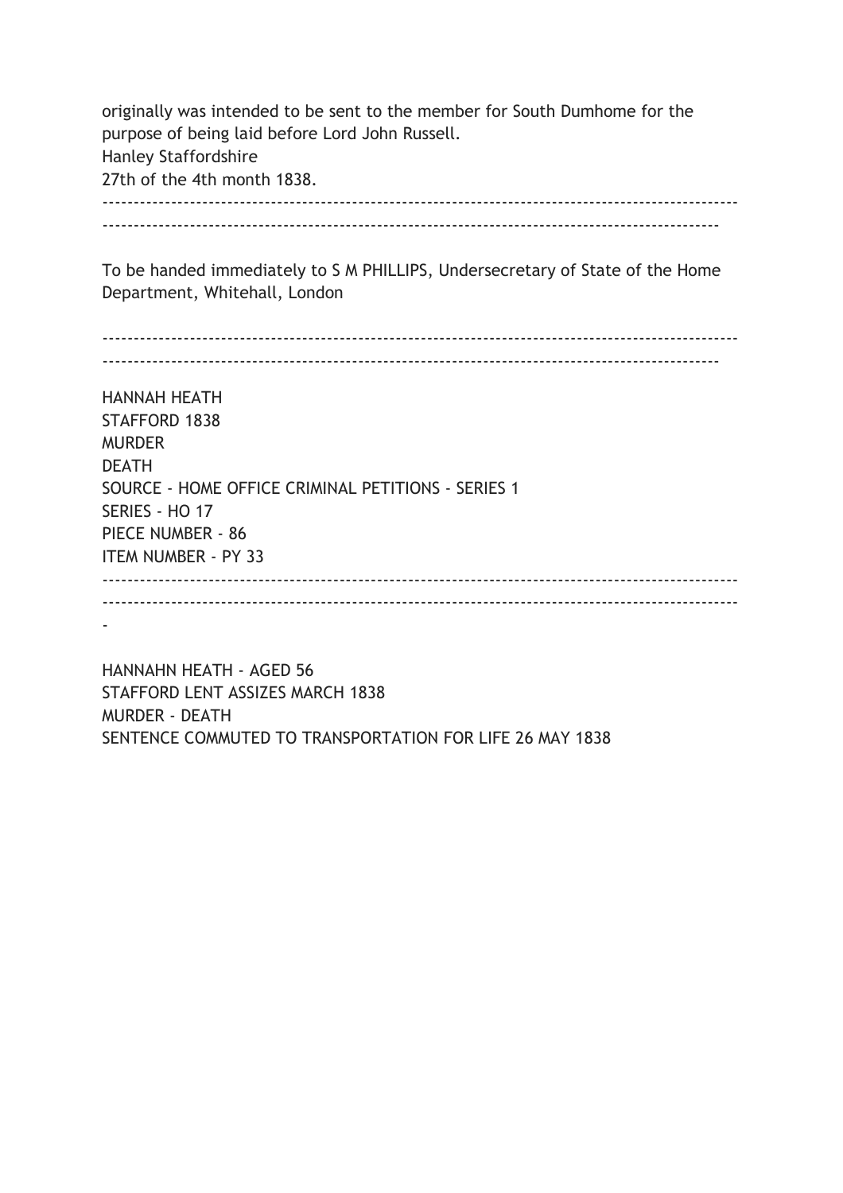originally was intended to be sent to the member for South Dumhome for the purpose of being laid before Lord John Russell.
Hanley Staffordshire
27th of the 4th month 1838.

---

To be handed immediately to S M PHILLIPS, Undersecretary of State of the Home Department, Whitehall, London

---

HANNAH HEATH
STAFFORD 1838
MURDER
DEATH
SOURCE - HOME OFFICE CRIMINAL PETITIONS - SERIES 1
SERIES - HO 17
PIECE NUMBER - 86
ITEM NUMBER - PY 33

---

-

HANNAHN HEATH - AGED 56
STAFFORD LENT ASSIZES MARCH 1838
MURDER - DEATH
SENTENCE COMMUTED TO TRANSPORTATION FOR LIFE 26 MAY 1838